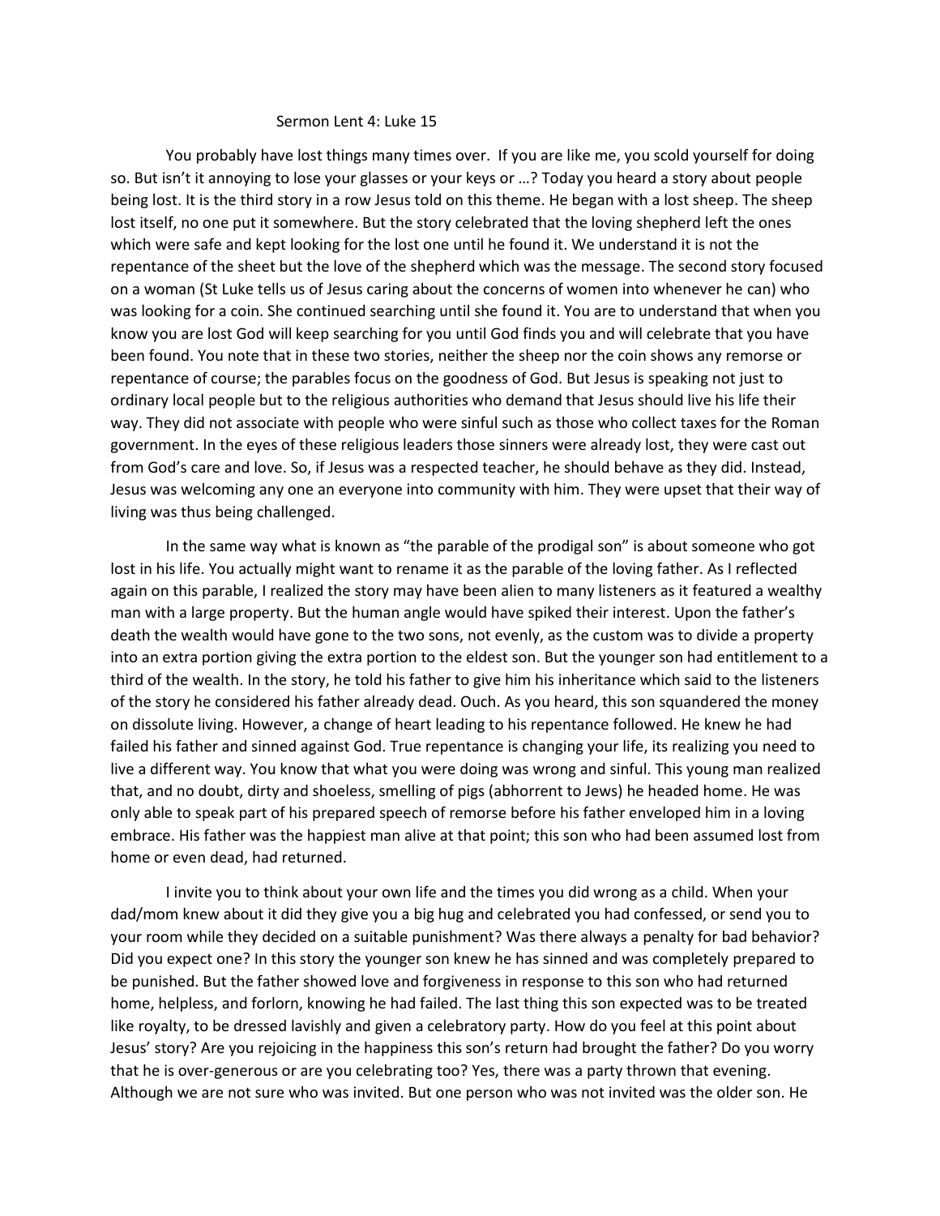# Sermon Lent 4: Luke 15

You probably have lost things many times over. If you are like me, you scold yourself for doing so. But isn't it annoying to lose your glasses or your keys or …? Today you heard a story about people being lost. It is the third story in a row Jesus told on this theme. He began with a lost sheep. The sheep lost itself, no one put it somewhere. But the story celebrated that the loving shepherd left the ones which were safe and kept looking for the lost one until he found it. We understand it is not the repentance of the sheet but the love of the shepherd which was the message. The second story focused on a woman (St Luke tells us of Jesus caring about the concerns of women into whenever he can) who was looking for a coin. She continued searching until she found it. You are to understand that when you know you are lost God will keep searching for you until God finds you and will celebrate that you have been found. You note that in these two stories, neither the sheep nor the coin shows any remorse or repentance of course; the parables focus on the goodness of God. But Jesus is speaking not just to ordinary local people but to the religious authorities who demand that Jesus should live his life their way. They did not associate with people who were sinful such as those who collect taxes for the Roman government. In the eyes of these religious leaders those sinners were already lost, they were cast out from God's care and love. So, if Jesus was a respected teacher, he should behave as they did. Instead, Jesus was welcoming any one an everyone into community with him. They were upset that their way of living was thus being challenged.

In the same way what is known as "the parable of the prodigal son" is about someone who got lost in his life. You actually might want to rename it as the parable of the loving father. As I reflected again on this parable, I realized the story may have been alien to many listeners as it featured a wealthy man with a large property. But the human angle would have spiked their interest. Upon the father's death the wealth would have gone to the two sons, not evenly, as the custom was to divide a property into an extra portion giving the extra portion to the eldest son. But the younger son had entitlement to a third of the wealth. In the story, he told his father to give him his inheritance which said to the listeners of the story he considered his father already dead. Ouch. As you heard, this son squandered the money on dissolute living. However, a change of heart leading to his repentance followed. He knew he had failed his father and sinned against God. True repentance is changing your life, its realizing you need to live a different way. You know that what you were doing was wrong and sinful. This young man realized that, and no doubt, dirty and shoeless, smelling of pigs (abhorrent to Jews) he headed home. He was only able to speak part of his prepared speech of remorse before his father enveloped him in a loving embrace. His father was the happiest man alive at that point; this son who had been assumed lost from home or even dead, had returned.

I invite you to think about your own life and the times you did wrong as a child. When your dad/mom knew about it did they give you a big hug and celebrated you had confessed, or send you to your room while they decided on a suitable punishment? Was there always a penalty for bad behavior? Did you expect one? In this story the younger son knew he has sinned and was completely prepared to be punished. But the father showed love and forgiveness in response to this son who had returned home, helpless, and forlorn, knowing he had failed. The last thing this son expected was to be treated like royalty, to be dressed lavishly and given a celebratory party. How do you feel at this point about Jesus' story? Are you rejoicing in the happiness this son's return had brought the father? Do you worry that he is over-generous or are you celebrating too? Yes, there was a party thrown that evening. Although we are not sure who was invited. But one person who was not invited was the older son. He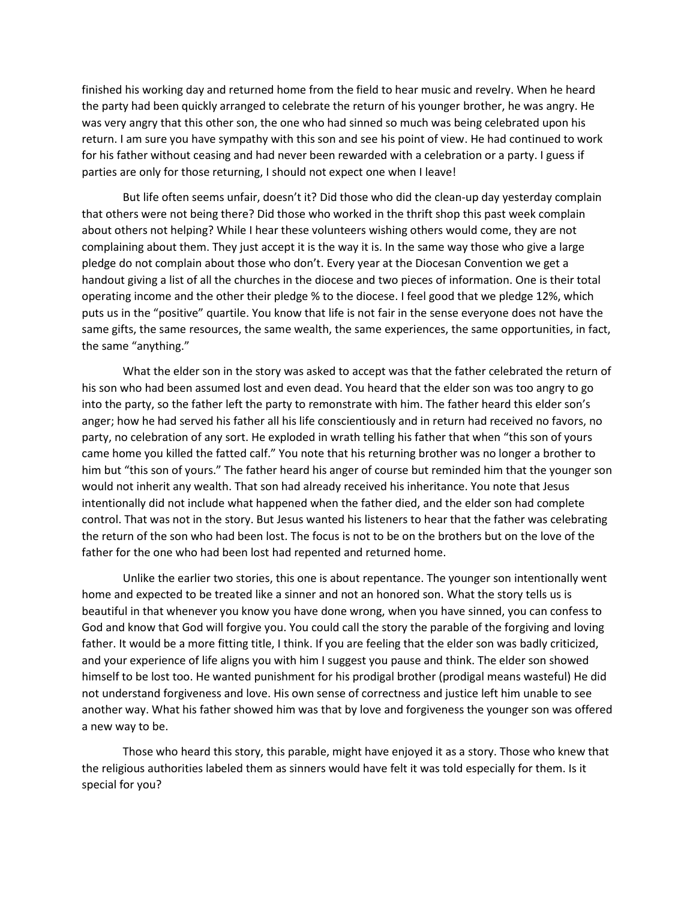finished his working day and returned home from the field to hear music and revelry. When he heard the party had been quickly arranged to celebrate the return of his younger brother, he was angry. He was very angry that this other son, the one who had sinned so much was being celebrated upon his return. I am sure you have sympathy with this son and see his point of view. He had continued to work for his father without ceasing and had never been rewarded with a celebration or a party. I guess if parties are only for those returning, I should not expect one when I leave!

But life often seems unfair, doesn't it? Did those who did the clean-up day yesterday complain that others were not being there? Did those who worked in the thrift shop this past week complain about others not helping? While I hear these volunteers wishing others would come, they are not complaining about them. They just accept it is the way it is. In the same way those who give a large pledge do not complain about those who don't. Every year at the Diocesan Convention we get a handout giving a list of all the churches in the diocese and two pieces of information. One is their total operating income and the other their pledge % to the diocese. I feel good that we pledge 12%, which puts us in the "positive" quartile. You know that life is not fair in the sense everyone does not have the same gifts, the same resources, the same wealth, the same experiences, the same opportunities, in fact, the same "anything."

What the elder son in the story was asked to accept was that the father celebrated the return of his son who had been assumed lost and even dead. You heard that the elder son was too angry to go into the party, so the father left the party to remonstrate with him. The father heard this elder son's anger; how he had served his father all his life conscientiously and in return had received no favors, no party, no celebration of any sort. He exploded in wrath telling his father that when "this son of yours came home you killed the fatted calf." You note that his returning brother was no longer a brother to him but "this son of yours." The father heard his anger of course but reminded him that the younger son would not inherit any wealth. That son had already received his inheritance. You note that Jesus intentionally did not include what happened when the father died, and the elder son had complete control. That was not in the story. But Jesus wanted his listeners to hear that the father was celebrating the return of the son who had been lost. The focus is not to be on the brothers but on the love of the father for the one who had been lost had repented and returned home.

Unlike the earlier two stories, this one is about repentance. The younger son intentionally went home and expected to be treated like a sinner and not an honored son. What the story tells us is beautiful in that whenever you know you have done wrong, when you have sinned, you can confess to God and know that God will forgive you. You could call the story the parable of the forgiving and loving father. It would be a more fitting title, I think. If you are feeling that the elder son was badly criticized, and your experience of life aligns you with him I suggest you pause and think. The elder son showed himself to be lost too. He wanted punishment for his prodigal brother (prodigal means wasteful) He did not understand forgiveness and love. His own sense of correctness and justice left him unable to see another way. What his father showed him was that by love and forgiveness the younger son was offered a new way to be.

Those who heard this story, this parable, might have enjoyed it as a story. Those who knew that the religious authorities labeled them as sinners would have felt it was told especially for them. Is it special for you?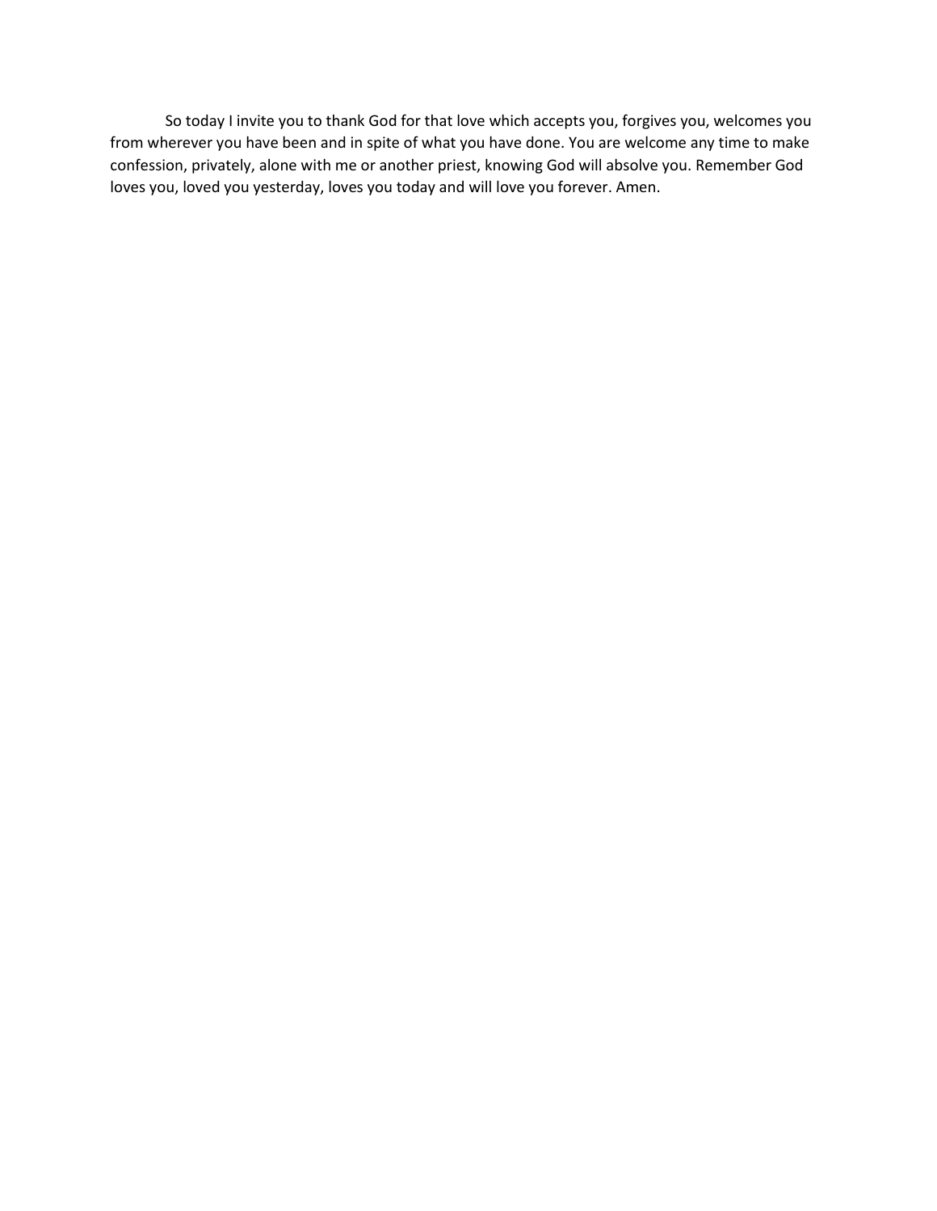So today I invite you to thank God for that love which accepts you, forgives you, welcomes you from wherever you have been and in spite of what you have done. You are welcome any time to make confession, privately, alone with me or another priest, knowing God will absolve you. Remember God loves you, loved you yesterday, loves you today and will love you forever. Amen.